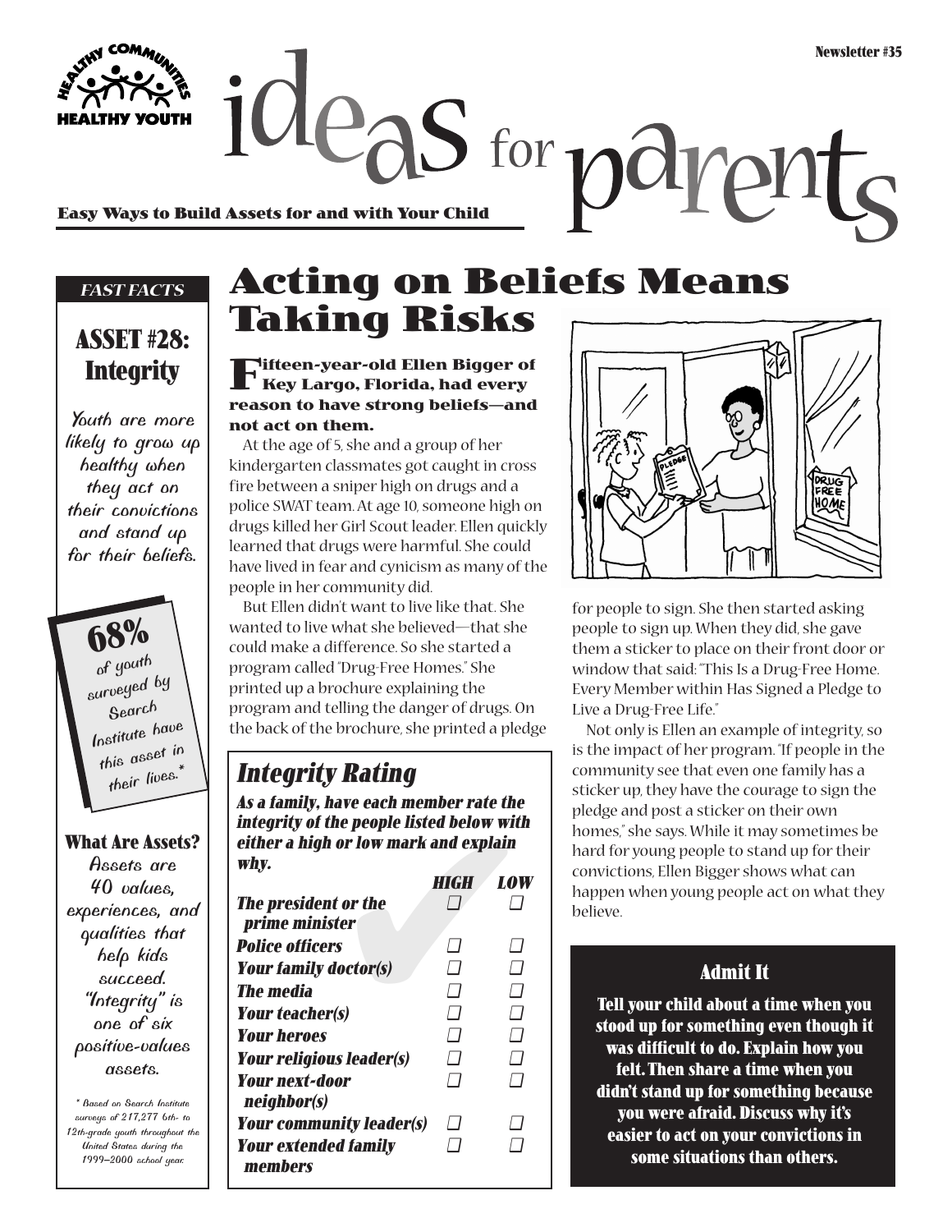# ideas for parents

**Easy Ways to Build Assets for and with Your Child**

*FAST FACTS*

## ASSET #28: Integrity

Youth are more likely to grow up healthy when they act on their convictions and stand up for their beliefs.

**68%** of youth surveyed by Search Institute have this asset in their lives.*

### What Are Assets?

Assets are 40 values, experiences, and qualities that help kids succeed. "Integrity" is one of six positive-values assets.

\* Based on Search Institute surveys of 217,277 6th- to 12th-grade youth throughout the United States during the 1999–2000 school year.

# Acting on Beliefs Means Taking Risks

**Fifteen-year-old Ellen Bigger of Key Largo, Florida, had every reason to have strong beliefs—and not act on them.**

At the age of 5, she and a group of her kindergarten classmates got caught in cross fire between a sniper high on drugs and a police SWAT team. At age 10, someone high on drugs killed her Girl Scout leader. Ellen quickly learned that drugs were harmful. She could have lived in fear and cynicism as many of the people in her community did.

But Ellen didn't want to live like that. She wanted to live what she believed—that she could make a difference. So she started a program called "Drug-Free Homes." She printed up a brochure explaining the program and telling the danger of drugs. On the back of the brochure, she printed a pledge for people to sign. She then started asking people to sign up. When they did, she gave them a sticker to place on their front door or window that said: "This Is a Drug-Free Home. Every Member within Has Signed a Pledge to Live a Drug-Free Life."

Not only is Ellen an example of integrity, so is the impact of her program. "If people in the community see that even one family has a sticker up, they have the courage to sign the pledge and post a sticker on their own homes," she says. While it may sometimes be hard for young people to stand up for their convictions, Ellen Bigger shows what can happen when young people act on what they believe.

## *Integrity Rating*

***As a family, have each member rate the integrity of the people listed below with either a high or low mark and explain why.***

| | HIGH | LOW |
|---|---|---|
| *The president or the prime minister* | ☐ | ☐ |
| *Police officers* | ☐ | ☐ |
| *Your family doctor(s)* | ☐ | ☐ |
| *The media* | ☐ | ☐ |
| *Your teacher(s)* | ☐ | ☐ |
| *Your heroes* | ☐ | ☐ |
| *Your religious leader(s)* | ☐ | ☐ |
| *Your next-door neighbor(s)* | ☐ | ☐ |
| *Your community leader(s)* | ☐ | ☐ |
| *Your extended family members* | ☐ | ☐ |

### Admit It

**Tell your child about a time when you stood up for something even though it was difficult to do. Explain how you felt. Then share a time when you didn't stand up for something because you were afraid. Discuss why it's easier to act on your convictions in some situations than others.**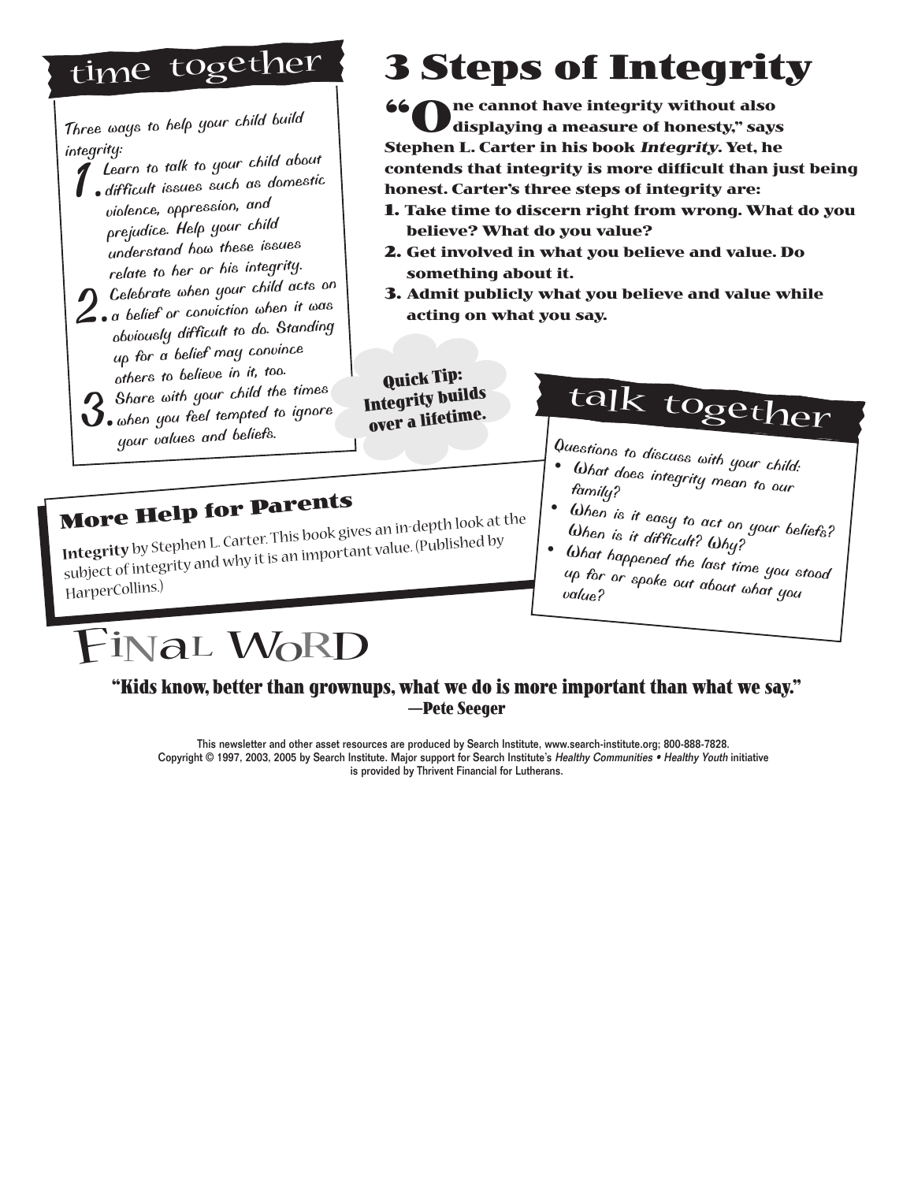## time together

Three ways to help your child build integrity:

1. Learn to talk to your child about difficult issues such as domestic violence, oppression, and prejudice. Help your child understand how these issues relate to her or his integrity.
2. Celebrate when your child acts on a belief or conviction when it was obviously difficult to do. Standing up for a belief may convince others to believe in it, too.
3. Share with your child the times when you feel tempted to ignore your values and beliefs.

# 3 Steps of Integrity

**"One cannot have integrity without also displaying a measure of honesty," says Stephen L. Carter in his book *Integrity*. Yet, he contends that integrity is more difficult than just being honest. Carter's three steps of integrity are:**

1. **Take time to discern right from wrong. What do you believe? What do you value?**
2. **Get involved in what you believe and value. Do something about it.**
3. **Admit publicly what you believe and value while acting on what you say.**

**Quick Tip: Integrity builds over a lifetime.**

## talk together

Questions to discuss with your child:

- What does integrity mean to our family?
- When is it easy to act on your beliefs? When is it difficult? Why?
- What happened the last time you stood up for or spoke out about what you value?

## More Help for Parents

**Integrity** by Stephen L. Carter. This book gives an in-depth look at the subject of integrity and why it is an important value. (Published by HarperCollins.)

## Final Word

**"Kids know, better than grownups, what we do is more important than what we say."**
**—Pete Seeger**

This newsletter and other asset resources are produced by Search Institute, www.search-institute.org; 800-888-7828. Copyright © 1997, 2003, 2005 by Search Institute. Major support for Search Institute's *Healthy Communities • Healthy Youth* initiative is provided by Thrivent Financial for Lutherans.